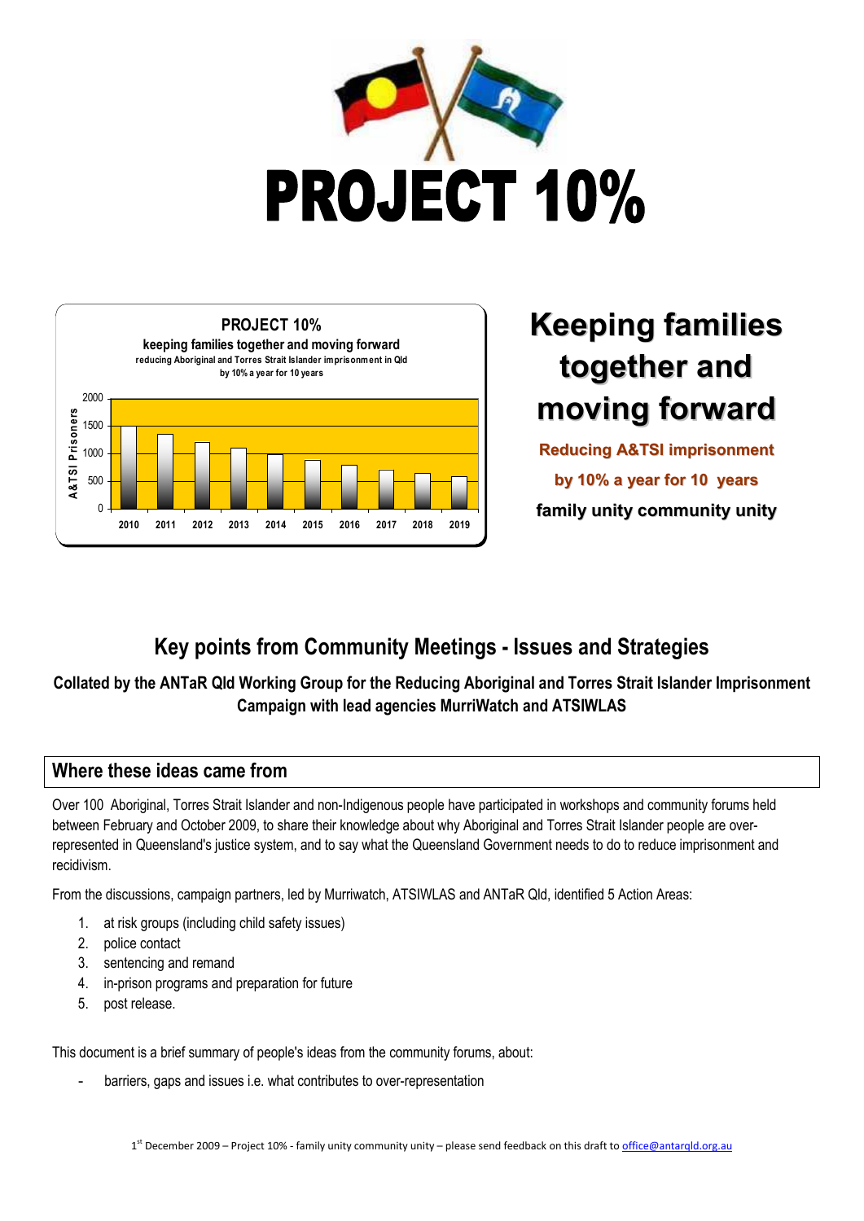# PROJECT 10%

**PROJECT 10%**
**keeping families together and moving forward**
reducing Aboriginal and Torres Strait Islander imprisonment in Qld by 10% a year for 10 years

| Year | A&TSI Prisoners |
|---|---|
| 2010 | 1500 |
| 2011 | 1350 |
| 2012 | 1215 |
| 2013 | 1094 |
| 2014 | 984 |
| 2015 | 886 |
| 2016 | 797 |
| 2017 | 717 |
| 2018 | 646 |
| 2019 | 581 |

## Keeping families together and moving forward

**Reducing A&TSI imprisonment by 10% a year for 10 years**

**family unity community unity**

## Key points from Community Meetings - Issues and Strategies

**Collated by the ANTaR Qld Working Group for the Reducing Aboriginal and Torres Strait Islander Imprisonment Campaign with lead agencies MurriWatch and ATSIWLAS**

### Where these ideas came from

Over 100 Aboriginal, Torres Strait Islander and non-Indigenous people have participated in workshops and community forums held between February and October 2009, to share their knowledge about why Aboriginal and Torres Strait Islander people are over-represented in Queensland's justice system, and to say what the Queensland Government needs to do to reduce imprisonment and recidivism.

From the discussions, campaign partners, led by Murriwatch, ATSIWLAS and ANTaR Qld, identified 5 Action Areas:

1. at risk groups (including child safety issues)
2. police contact
3. sentencing and remand
4. in-prison programs and preparation for future
5. post release.

This document is a brief summary of people's ideas from the community forums, about:

- barriers, gaps and issues i.e. what contributes to over-representation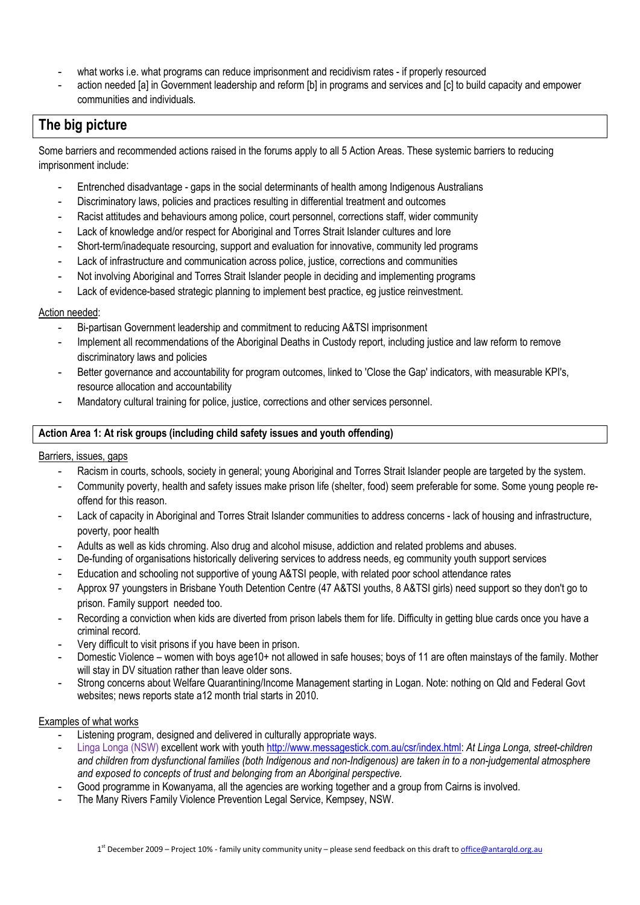- what works i.e. what programs can reduce imprisonment and recidivism rates - if properly resourced
- action needed [a] in Government leadership and reform [b] in programs and services and [c] to build capacity and empower communities and individuals.

## The big picture

Some barriers and recommended actions raised in the forums apply to all 5 Action Areas. These systemic barriers to reducing imprisonment include:

- Entrenched disadvantage - gaps in the social determinants of health among Indigenous Australians
- Discriminatory laws, policies and practices resulting in differential treatment and outcomes
- Racist attitudes and behaviours among police, court personnel, corrections staff, wider community
- Lack of knowledge and/or respect for Aboriginal and Torres Strait Islander cultures and lore
- Short-term/inadequate resourcing, support and evaluation for innovative, community led programs
- Lack of infrastructure and communication across police, justice, corrections and communities
- Not involving Aboriginal and Torres Strait Islander people in deciding and implementing programs
- Lack of evidence-based strategic planning to implement best practice, eg justice reinvestment.

Action needed:

- Bi-partisan Government leadership and commitment to reducing A&TSI imprisonment
- Implement all recommendations of the Aboriginal Deaths in Custody report, including justice and law reform to remove discriminatory laws and policies
- Better governance and accountability for program outcomes, linked to 'Close the Gap' indicators, with measurable KPI's, resource allocation and accountability
- Mandatory cultural training for police, justice, corrections and other services personnel.

### Action Area 1: At risk groups (including child safety issues and youth offending)

Barriers, issues, gaps

- Racism in courts, schools, society in general; young Aboriginal and Torres Strait Islander people are targeted by the system.
- Community poverty, health and safety issues make prison life (shelter, food) seem preferable for some. Some young people re-offend for this reason.
- Lack of capacity in Aboriginal and Torres Strait Islander communities to address concerns - lack of housing and infrastructure, poverty, poor health
- Adults as well as kids chroming. Also drug and alcohol misuse, addiction and related problems and abuses.
- De-funding of organisations historically delivering services to address needs, eg community youth support services
- Education and schooling not supportive of young A&TSI people, with related poor school attendance rates
- Approx 97 youngsters in Brisbane Youth Detention Centre (47 A&TSI youths, 8 A&TSI girls) need support so they don't go to prison. Family support needed too.
- Recording a conviction when kids are diverted from prison labels them for life. Difficulty in getting blue cards once you have a criminal record.
- Very difficult to visit prisons if you have been in prison.
- Domestic Violence – women with boys age10+ not allowed in safe houses; boys of 11 are often mainstays of the family. Mother will stay in DV situation rather than leave older sons.
- Strong concerns about Welfare Quarantining/Income Management starting in Logan. Note: nothing on Qld and Federal Govt websites; news reports state a12 month trial starts in 2010.

Examples of what works

- Listening program, designed and delivered in culturally appropriate ways.
- Linga Longa (NSW) excellent work with youth http://www.messagestick.com.au/csr/index.html: *At Linga Longa, street-children and children from dysfunctional families (both Indigenous and non-Indigenous) are taken in to a non-judgemental atmosphere and exposed to concepts of trust and belonging from an Aboriginal perspective.*
- Good programme in Kowanyama, all the agencies are working together and a group from Cairns is involved.
- The Many Rivers Family Violence Prevention Legal Service, Kempsey, NSW.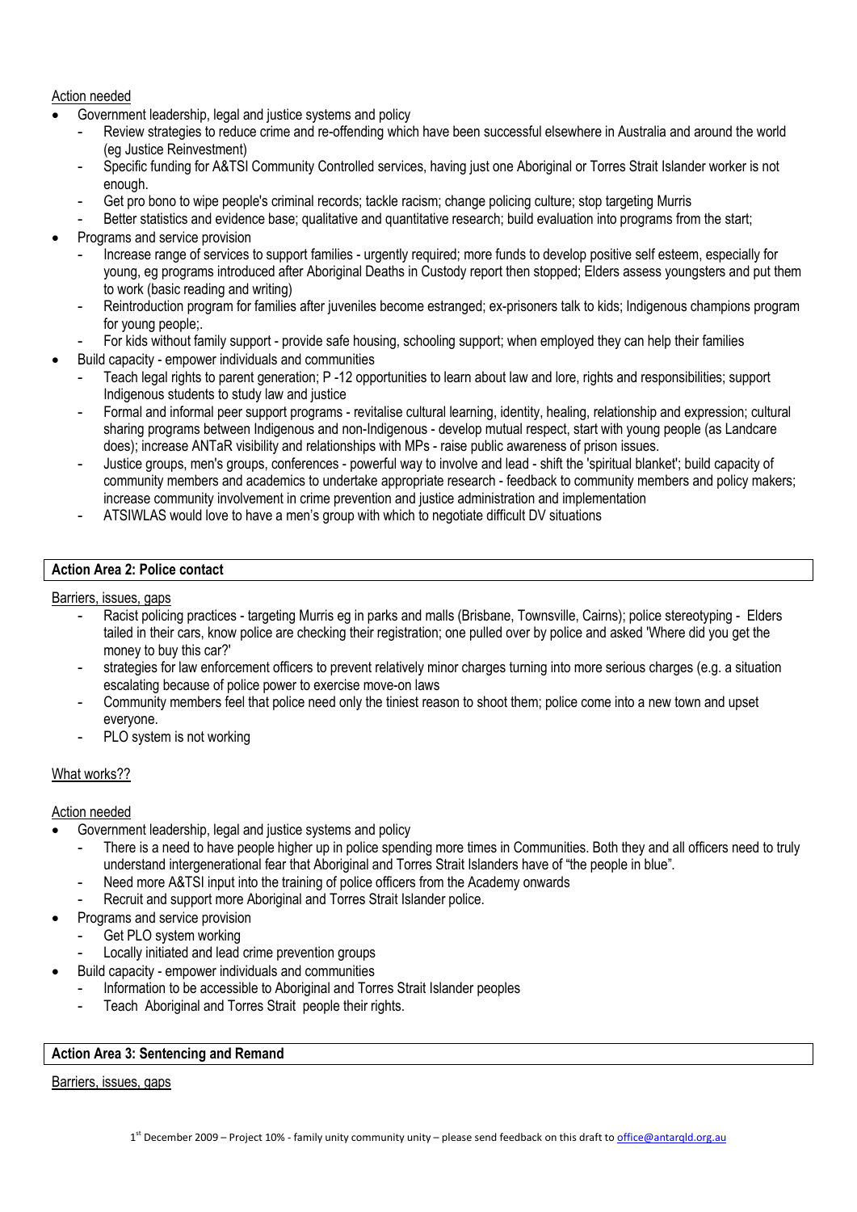Action needed

- Government leadership, legal and justice systems and policy
  - Review strategies to reduce crime and re-offending which have been successful elsewhere in Australia and around the world (eg Justice Reinvestment)
  - Specific funding for A&TSI Community Controlled services, having just one Aboriginal or Torres Strait Islander worker is not enough.
  - Get pro bono to wipe people's criminal records; tackle racism; change policing culture; stop targeting Murris
  - Better statistics and evidence base; qualitative and quantitative research; build evaluation into programs from the start;
- Programs and service provision
  - Increase range of services to support families - urgently required; more funds to develop positive self esteem, especially for young, eg programs introduced after Aboriginal Deaths in Custody report then stopped; Elders assess youngsters and put them to work (basic reading and writing)
  - Reintroduction program for families after juveniles become estranged; ex-prisoners talk to kids; Indigenous champions program for young people;.
  - For kids without family support - provide safe housing, schooling support; when employed they can help their families
- Build capacity - empower individuals and communities
  - Teach legal rights to parent generation; P -12 opportunities to learn about law and lore, rights and responsibilities; support Indigenous students to study law and justice
  - Formal and informal peer support programs - revitalise cultural learning, identity, healing, relationship and expression; cultural sharing programs between Indigenous and non-Indigenous - develop mutual respect, start with young people (as Landcare does); increase ANTaR visibility and relationships with MPs - raise public awareness of prison issues.
  - Justice groups, men's groups, conferences - powerful way to involve and lead - shift the 'spiritual blanket'; build capacity of community members and academics to undertake appropriate research - feedback to community members and policy makers; increase community involvement in crime prevention and justice administration and implementation
  - ATSIWLAS would love to have a men's group with which to negotiate difficult DV situations

**Action Area 2: Police contact**

Barriers, issues, gaps

- Racist policing practices - targeting Murris eg in parks and malls (Brisbane, Townsville, Cairns); police stereotyping - Elders tailed in their cars, know police are checking their registration; one pulled over by police and asked 'Where did you get the money to buy this car?'
- strategies for law enforcement officers to prevent relatively minor charges turning into more serious charges (e.g. a situation escalating because of police power to exercise move-on laws
- Community members feel that police need only the tiniest reason to shoot them; police come into a new town and upset everyone.
- PLO system is not working

What works??

Action needed

- Government leadership, legal and justice systems and policy
  - There is a need to have people higher up in police spending more times in Communities. Both they and all officers need to truly understand intergenerational fear that Aboriginal and Torres Strait Islanders have of "the people in blue".
  - Need more A&TSI input into the training of police officers from the Academy onwards
  - Recruit and support more Aboriginal and Torres Strait Islander police.
- Programs and service provision
  - Get PLO system working
  - Locally initiated and lead crime prevention groups
- Build capacity - empower individuals and communities
  - Information to be accessible to Aboriginal and Torres Strait Islander peoples
  - Teach Aboriginal and Torres Strait people their rights.

**Action Area 3: Sentencing and Remand**

Barriers, issues, gaps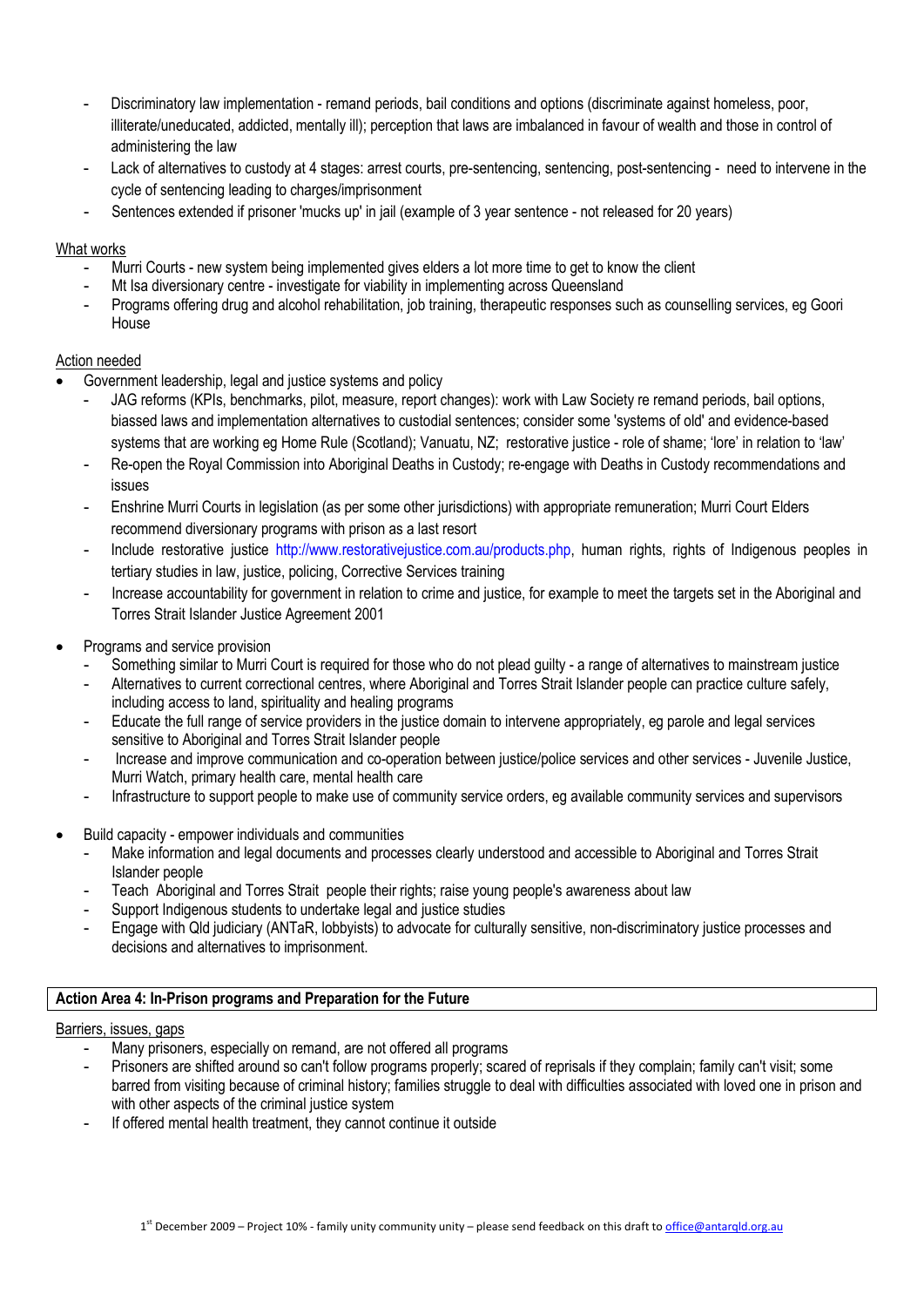- Discriminatory law implementation - remand periods, bail conditions and options (discriminate against homeless, poor, illiterate/uneducated, addicted, mentally ill); perception that laws are imbalanced in favour of wealth and those in control of administering the law
- Lack of alternatives to custody at 4 stages: arrest courts, pre-sentencing, sentencing, post-sentencing - need to intervene in the cycle of sentencing leading to charges/imprisonment
- Sentences extended if prisoner 'mucks up' in jail (example of 3 year sentence - not released for 20 years)

What works

- Murri Courts - new system being implemented gives elders a lot more time to get to know the client
- Mt Isa diversionary centre - investigate for viability in implementing across Queensland
- Programs offering drug and alcohol rehabilitation, job training, therapeutic responses such as counselling services, eg Goori House

Action needed

- Government leadership, legal and justice systems and policy
  - JAG reforms (KPIs, benchmarks, pilot, measure, report changes): work with Law Society re remand periods, bail options, biassed laws and implementation alternatives to custodial sentences; consider some 'systems of old' and evidence-based systems that are working eg Home Rule (Scotland); Vanuatu, NZ; restorative justice - role of shame; 'lore' in relation to 'law'
  - Re-open the Royal Commission into Aboriginal Deaths in Custody; re-engage with Deaths in Custody recommendations and issues
  - Enshrine Murri Courts in legislation (as per some other jurisdictions) with appropriate remuneration; Murri Court Elders recommend diversionary programs with prison as a last resort
  - Include restorative justice http://www.restorativejustice.com.au/products.php, human rights, rights of Indigenous peoples in tertiary studies in law, justice, policing, Corrective Services training
  - Increase accountability for government in relation to crime and justice, for example to meet the targets set in the Aboriginal and Torres Strait Islander Justice Agreement 2001
- Programs and service provision
  - Something similar to Murri Court is required for those who do not plead guilty - a range of alternatives to mainstream justice
  - Alternatives to current correctional centres, where Aboriginal and Torres Strait Islander people can practice culture safely, including access to land, spirituality and healing programs
  - Educate the full range of service providers in the justice domain to intervene appropriately, eg parole and legal services sensitive to Aboriginal and Torres Strait Islander people
  - Increase and improve communication and co-operation between justice/police services and other services - Juvenile Justice, Murri Watch, primary health care, mental health care
  - Infrastructure to support people to make use of community service orders, eg available community services and supervisors
- Build capacity - empower individuals and communities
  - Make information and legal documents and processes clearly understood and accessible to Aboriginal and Torres Strait Islander people
  - Teach Aboriginal and Torres Strait people their rights; raise young people's awareness about law
  - Support Indigenous students to undertake legal and justice studies
  - Engage with Qld judiciary (ANTaR, lobbyists) to advocate for culturally sensitive, non-discriminatory justice processes and decisions and alternatives to imprisonment.

**Action Area 4: In-Prison programs and Preparation for the Future**

Barriers, issues, gaps

- Many prisoners, especially on remand, are not offered all programs
- Prisoners are shifted around so can't follow programs properly; scared of reprisals if they complain; family can't visit; some barred from visiting because of criminal history; families struggle to deal with difficulties associated with loved one in prison and with other aspects of the criminal justice system
- If offered mental health treatment, they cannot continue it outside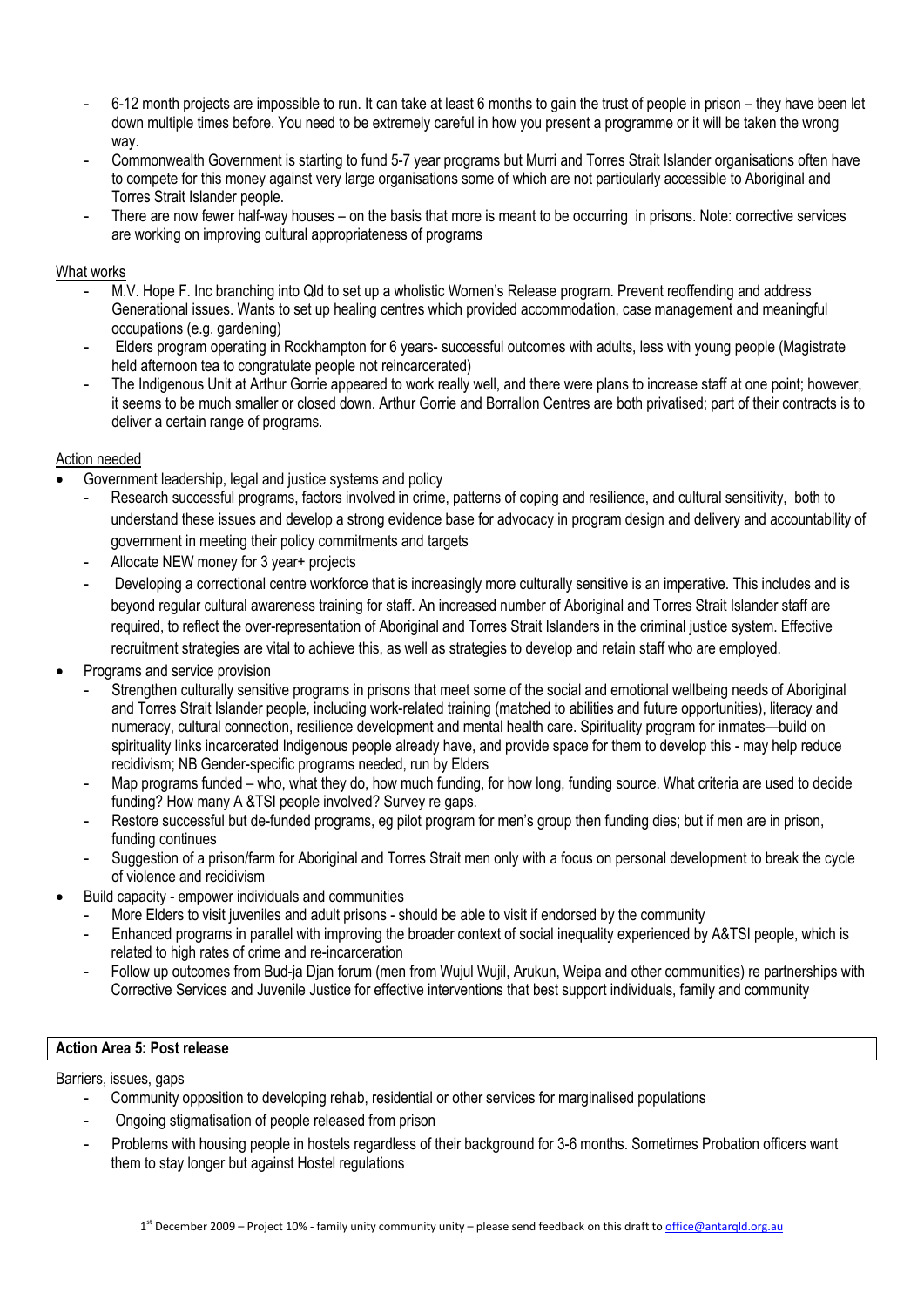- 6-12 month projects are impossible to run. It can take at least 6 months to gain the trust of people in prison – they have been let down multiple times before. You need to be extremely careful in how you present a programme or it will be taken the wrong way.
- Commonwealth Government is starting to fund 5-7 year programs but Murri and Torres Strait Islander organisations often have to compete for this money against very large organisations some of which are not particularly accessible to Aboriginal and Torres Strait Islander people.
- There are now fewer half-way houses – on the basis that more is meant to be occurring in prisons. Note: corrective services are working on improving cultural appropriateness of programs

What works

- M.V. Hope F. Inc branching into Qld to set up a wholistic Women's Release program. Prevent reoffending and address Generational issues. Wants to set up healing centres which provided accommodation, case management and meaningful occupations (e.g. gardening)
- Elders program operating in Rockhampton for 6 years- successful outcomes with adults, less with young people (Magistrate held afternoon tea to congratulate people not reincarcerated)
- The Indigenous Unit at Arthur Gorrie appeared to work really well, and there were plans to increase staff at one point; however, it seems to be much smaller or closed down. Arthur Gorrie and Borrallon Centres are both privatised; part of their contracts is to deliver a certain range of programs.

Action needed

- Government leadership, legal and justice systems and policy
  - Research successful programs, factors involved in crime, patterns of coping and resilience, and cultural sensitivity, both to understand these issues and develop a strong evidence base for advocacy in program design and delivery and accountability of government in meeting their policy commitments and targets
  - Allocate NEW money for 3 year+ projects
  - Developing a correctional centre workforce that is increasingly more culturally sensitive is an imperative. This includes and is beyond regular cultural awareness training for staff. An increased number of Aboriginal and Torres Strait Islander staff are required, to reflect the over-representation of Aboriginal and Torres Strait Islanders in the criminal justice system. Effective recruitment strategies are vital to achieve this, as well as strategies to develop and retain staff who are employed.
- Programs and service provision
  - Strengthen culturally sensitive programs in prisons that meet some of the social and emotional wellbeing needs of Aboriginal and Torres Strait Islander people, including work-related training (matched to abilities and future opportunities), literacy and numeracy, cultural connection, resilience development and mental health care. Spirituality program for inmates—build on spirituality links incarcerated Indigenous people already have, and provide space for them to develop this - may help reduce recidivism; NB Gender-specific programs needed, run by Elders
  - Map programs funded – who, what they do, how much funding, for how long, funding source. What criteria are used to decide funding? How many A &TSI people involved? Survey re gaps.
  - Restore successful but de-funded programs, eg pilot program for men's group then funding dies; but if men are in prison, funding continues
  - Suggestion of a prison/farm for Aboriginal and Torres Strait men only with a focus on personal development to break the cycle of violence and recidivism
- Build capacity - empower individuals and communities
  - More Elders to visit juveniles and adult prisons - should be able to visit if endorsed by the community
  - Enhanced programs in parallel with improving the broader context of social inequality experienced by A&TSI people, which is related to high rates of crime and re-incarceration
  - Follow up outcomes from Bud-ja Djan forum (men from Wujul Wujil, Arukun, Weipa and other communities) re partnerships with Corrective Services and Juvenile Justice for effective interventions that best support individuals, family and community

**Action Area 5: Post release**

Barriers, issues, gaps

- Community opposition to developing rehab, residential or other services for marginalised populations
- Ongoing stigmatisation of people released from prison
- Problems with housing people in hostels regardless of their background for 3-6 months. Sometimes Probation officers want them to stay longer but against Hostel regulations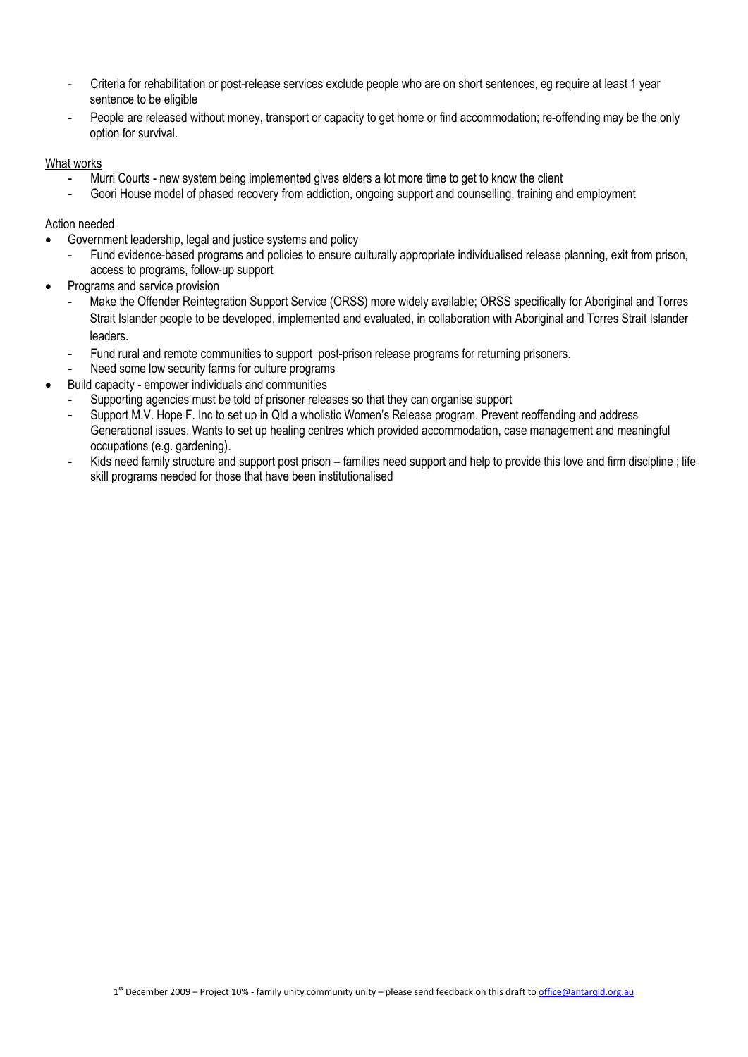- Criteria for rehabilitation or post-release services exclude people who are on short sentences, eg require at least 1 year sentence to be eligible
- People are released without money, transport or capacity to get home or find accommodation; re-offending may be the only option for survival.

<u>What works</u>

- Murri Courts - new system being implemented gives elders a lot more time to get to know the client
- Goori House model of phased recovery from addiction, ongoing support and counselling, training and employment

<u>Action needed</u>

- Government leadership, legal and justice systems and policy
  - Fund evidence-based programs and policies to ensure culturally appropriate individualised release planning, exit from prison, access to programs, follow-up support
- Programs and service provision
  - Make the Offender Reintegration Support Service (ORSS) more widely available; ORSS specifically for Aboriginal and Torres Strait Islander people to be developed, implemented and evaluated, in collaboration with Aboriginal and Torres Strait Islander leaders.
  - Fund rural and remote communities to support post-prison release programs for returning prisoners.
  - Need some low security farms for culture programs
- Build capacity - empower individuals and communities
  - Supporting agencies must be told of prisoner releases so that they can organise support
  - Support M.V. Hope F. Inc to set up in Qld a wholistic Women's Release program. Prevent reoffending and address Generational issues. Wants to set up healing centres which provided accommodation, case management and meaningful occupations (e.g. gardening).
  - Kids need family structure and support post prison – families need support and help to provide this love and firm discipline ; life skill programs needed for those that have been institutionalised